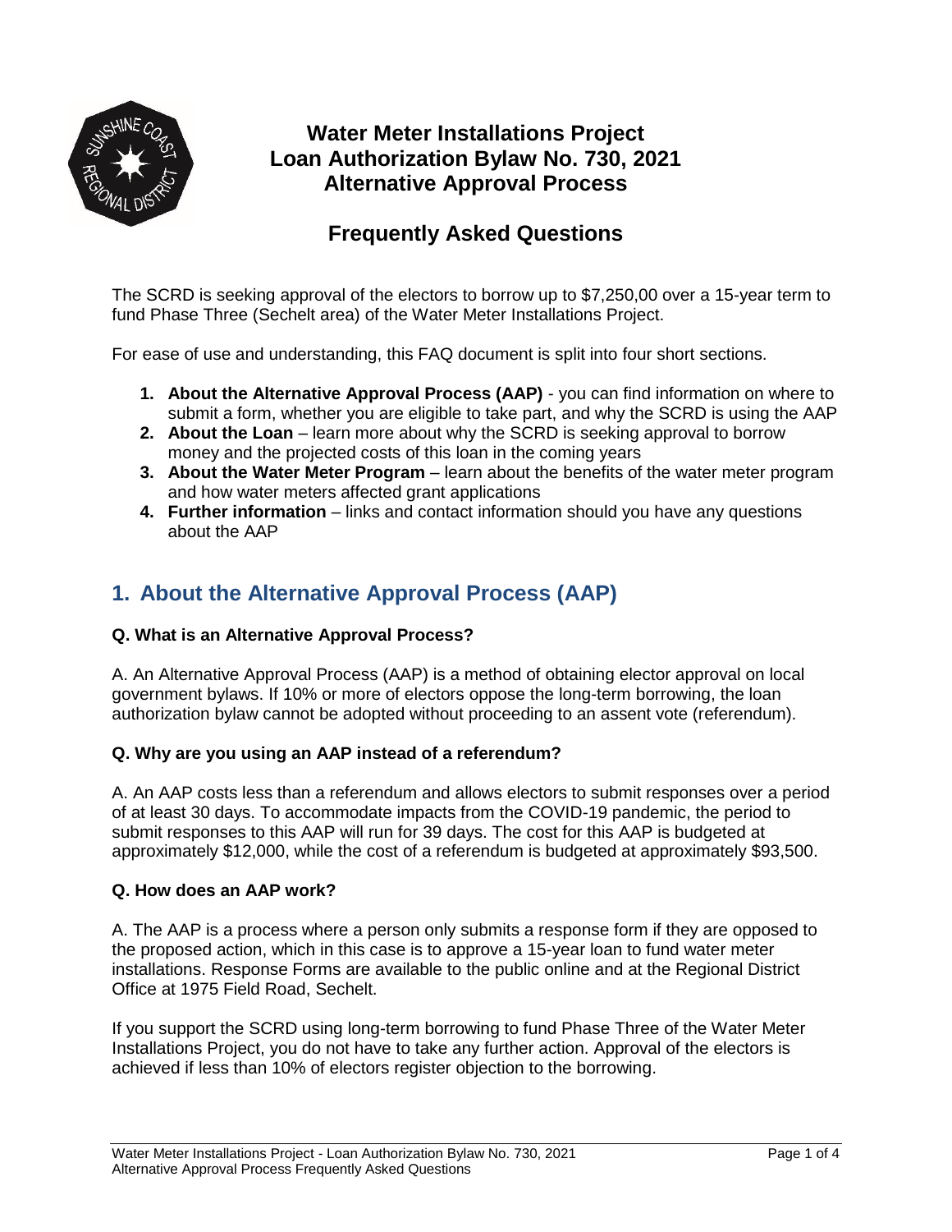# Water Meter Installations Project
# Loan Authorization Bylaw No. 730, 2021
# Alternative Approval Process

## Frequently Asked Questions

The SCRD is seeking approval of the electors to borrow up to $7,250,00 over a 15-year term to fund Phase Three (Sechelt area) of the Water Meter Installations Project.

For ease of use and understanding, this FAQ document is split into four short sections.

1. **About the Alternative Approval Process (AAP)** - you can find information on where to submit a form, whether you are eligible to take part, and why the SCRD is using the AAP
2. **About the Loan** – learn more about why the SCRD is seeking approval to borrow money and the projected costs of this loan in the coming years
3. **About the Water Meter Program** – learn about the benefits of the water meter program and how water meters affected grant applications
4. **Further information** – links and contact information should you have any questions about the AAP

## 1. About the Alternative Approval Process (AAP)

**Q. What is an Alternative Approval Process?**

A. An Alternative Approval Process (AAP) is a method of obtaining elector approval on local government bylaws. If 10% or more of electors oppose the long-term borrowing, the loan authorization bylaw cannot be adopted without proceeding to an assent vote (referendum).

**Q. Why are you using an AAP instead of a referendum?**

A. An AAP costs less than a referendum and allows electors to submit responses over a period of at least 30 days. To accommodate impacts from the COVID-19 pandemic, the period to submit responses to this AAP will run for 39 days. The cost for this AAP is budgeted at approximately $12,000, while the cost of a referendum is budgeted at approximately $93,500.

**Q. How does an AAP work?**

A. The AAP is a process where a person only submits a response form if they are opposed to the proposed action, which in this case is to approve a 15-year loan to fund water meter installations. Response Forms are available to the public online and at the Regional District Office at 1975 Field Road, Sechelt.

If you support the SCRD using long-term borrowing to fund Phase Three of the Water Meter Installations Project, you do not have to take any further action. Approval of the electors is achieved if less than 10% of electors register objection to the borrowing.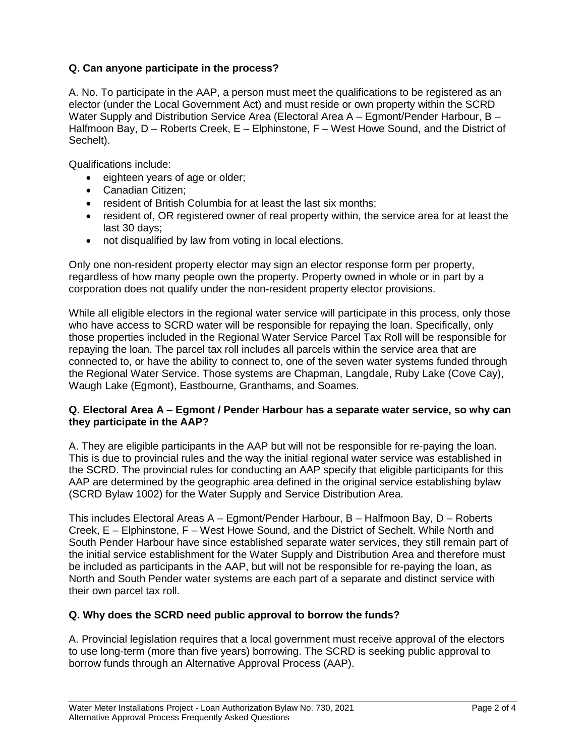**Q. Can anyone participate in the process?**

A. No. To participate in the AAP, a person must meet the qualifications to be registered as an elector (under the Local Government Act) and must reside or own property within the SCRD Water Supply and Distribution Service Area (Electoral Area A – Egmont/Pender Harbour, B – Halfmoon Bay, D – Roberts Creek, E – Elphinstone, F – West Howe Sound, and the District of Sechelt).

Qualifications include:

- eighteen years of age or older;
- Canadian Citizen;
- resident of British Columbia for at least the last six months;
- resident of, OR registered owner of real property within, the service area for at least the last 30 days;
- not disqualified by law from voting in local elections.

Only one non-resident property elector may sign an elector response form per property, regardless of how many people own the property. Property owned in whole or in part by a corporation does not qualify under the non-resident property elector provisions.

While all eligible electors in the regional water service will participate in this process, only those who have access to SCRD water will be responsible for repaying the loan. Specifically, only those properties included in the Regional Water Service Parcel Tax Roll will be responsible for repaying the loan. The parcel tax roll includes all parcels within the service area that are connected to, or have the ability to connect to, one of the seven water systems funded through the Regional Water Service. Those systems are Chapman, Langdale, Ruby Lake (Cove Cay), Waugh Lake (Egmont), Eastbourne, Granthams, and Soames.

**Q. Electoral Area A – Egmont / Pender Harbour has a separate water service, so why can they participate in the AAP?**

A. They are eligible participants in the AAP but will not be responsible for re-paying the loan. This is due to provincial rules and the way the initial regional water service was established in the SCRD. The provincial rules for conducting an AAP specify that eligible participants for this AAP are determined by the geographic area defined in the original service establishing bylaw (SCRD Bylaw 1002) for the Water Supply and Service Distribution Area.

This includes Electoral Areas A – Egmont/Pender Harbour, B – Halfmoon Bay, D – Roberts Creek, E – Elphinstone, F – West Howe Sound, and the District of Sechelt. While North and South Pender Harbour have since established separate water services, they still remain part of the initial service establishment for the Water Supply and Distribution Area and therefore must be included as participants in the AAP, but will not be responsible for re-paying the loan, as North and South Pender water systems are each part of a separate and distinct service with their own parcel tax roll.

**Q. Why does the SCRD need public approval to borrow the funds?**

A. Provincial legislation requires that a local government must receive approval of the electors to use long-term (more than five years) borrowing. The SCRD is seeking public approval to borrow funds through an Alternative Approval Process (AAP).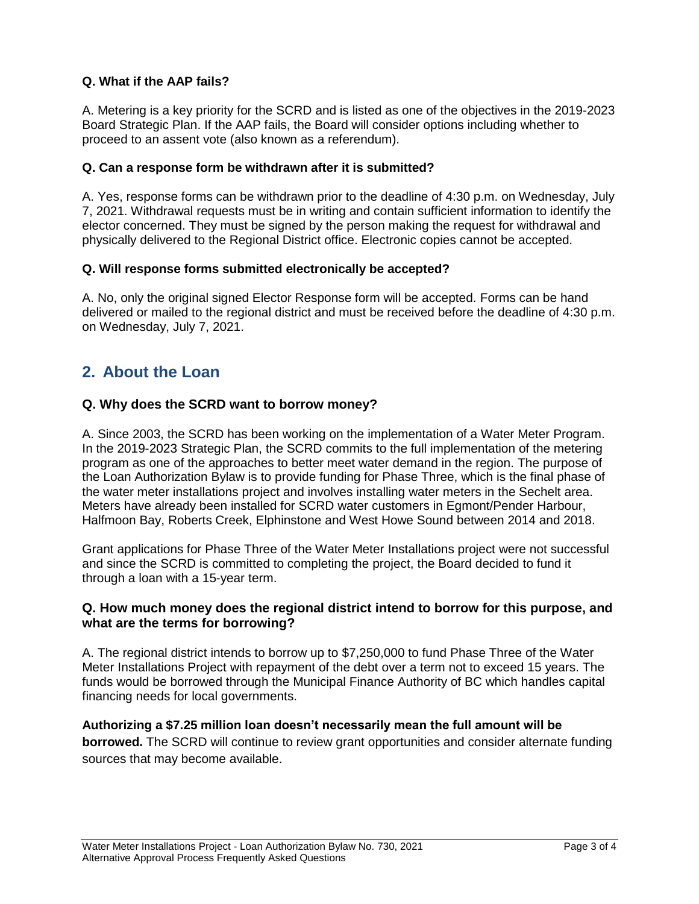**Q. What if the AAP fails?**

A. Metering is a key priority for the SCRD and is listed as one of the objectives in the 2019-2023 Board Strategic Plan. If the AAP fails, the Board will consider options including whether to proceed to an assent vote (also known as a referendum).

**Q. Can a response form be withdrawn after it is submitted?**

A. Yes, response forms can be withdrawn prior to the deadline of 4:30 p.m. on Wednesday, July 7, 2021. Withdrawal requests must be in writing and contain sufficient information to identify the elector concerned. They must be signed by the person making the request for withdrawal and physically delivered to the Regional District office. Electronic copies cannot be accepted.

**Q. Will response forms submitted electronically be accepted?**

A. No, only the original signed Elector Response form will be accepted. Forms can be hand delivered or mailed to the regional district and must be received before the deadline of 4:30 p.m. on Wednesday, July 7, 2021.

## 2. About the Loan

**Q. Why does the SCRD want to borrow money?**

A. Since 2003, the SCRD has been working on the implementation of a Water Meter Program. In the 2019-2023 Strategic Plan, the SCRD commits to the full implementation of the metering program as one of the approaches to better meet water demand in the region. The purpose of the Loan Authorization Bylaw is to provide funding for Phase Three, which is the final phase of the water meter installations project and involves installing water meters in the Sechelt area. Meters have already been installed for SCRD water customers in Egmont/Pender Harbour, Halfmoon Bay, Roberts Creek, Elphinstone and West Howe Sound between 2014 and 2018.

Grant applications for Phase Three of the Water Meter Installations project were not successful and since the SCRD is committed to completing the project, the Board decided to fund it through a loan with a 15-year term.

**Q. How much money does the regional district intend to borrow for this purpose, and what are the terms for borrowing?**

A. The regional district intends to borrow up to $7,250,000 to fund Phase Three of the Water Meter Installations Project with repayment of the debt over a term not to exceed 15 years. The funds would be borrowed through the Municipal Finance Authority of BC which handles capital financing needs for local governments.

**Authorizing a $7.25 million loan doesn't necessarily mean the full amount will be borrowed.** The SCRD will continue to review grant opportunities and consider alternate funding sources that may become available.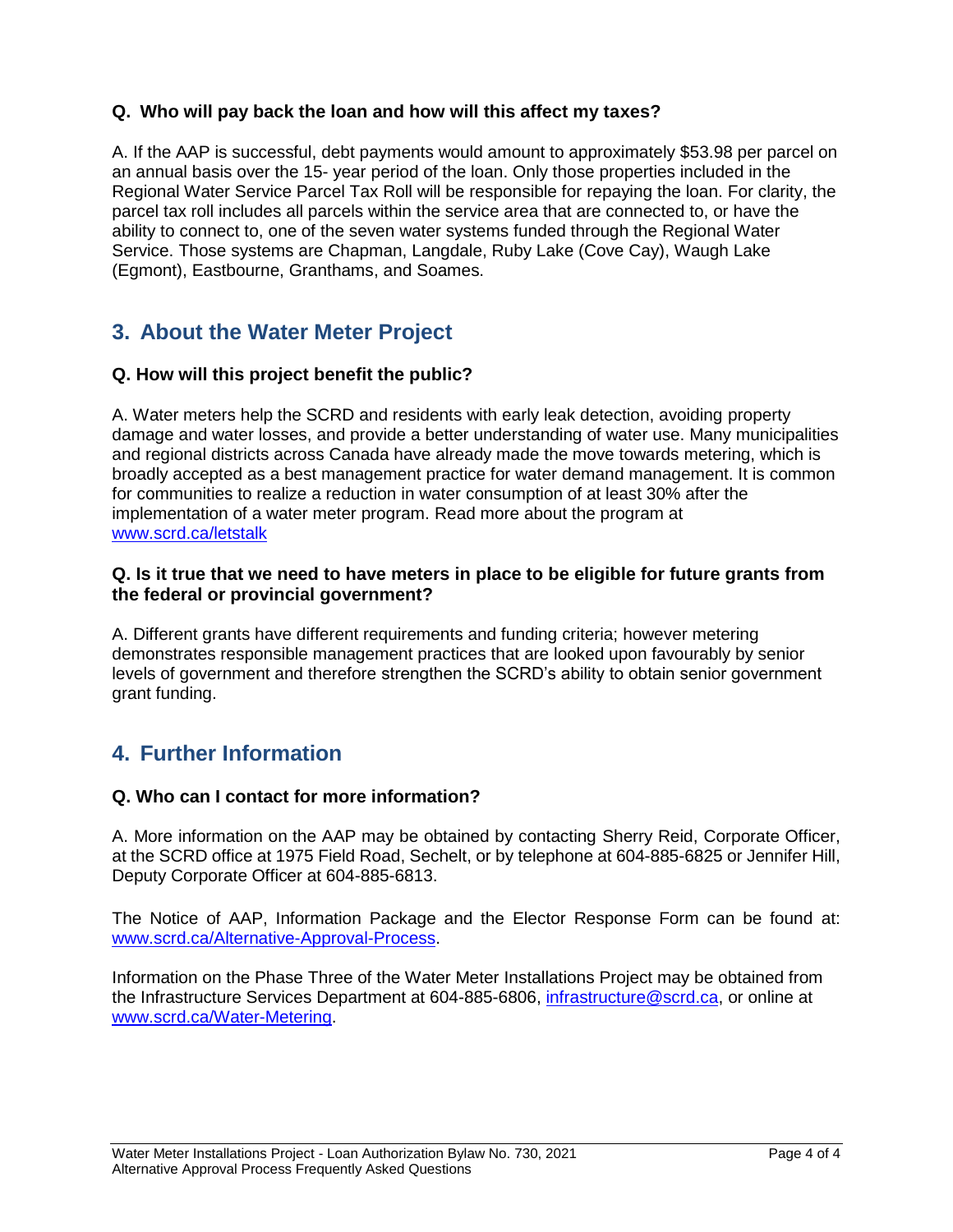### Q. Who will pay back the loan and how will this affect my taxes?

A. If the AAP is successful, debt payments would amount to approximately $53.98 per parcel on an annual basis over the 15- year period of the loan. Only those properties included in the Regional Water Service Parcel Tax Roll will be responsible for repaying the loan. For clarity, the parcel tax roll includes all parcels within the service area that are connected to, or have the ability to connect to, one of the seven water systems funded through the Regional Water Service. Those systems are Chapman, Langdale, Ruby Lake (Cove Cay), Waugh Lake (Egmont), Eastbourne, Granthams, and Soames.

## 3. About the Water Meter Project

### Q. How will this project benefit the public?

A. Water meters help the SCRD and residents with early leak detection, avoiding property damage and water losses, and provide a better understanding of water use. Many municipalities and regional districts across Canada have already made the move towards metering, which is broadly accepted as a best management practice for water demand management. It is common for communities to realize a reduction in water consumption of at least 30% after the implementation of a water meter program. Read more about the program at www.scrd.ca/letstalk

### Q. Is it true that we need to have meters in place to be eligible for future grants from the federal or provincial government?

A. Different grants have different requirements and funding criteria; however metering demonstrates responsible management practices that are looked upon favourably by senior levels of government and therefore strengthen the SCRD's ability to obtain senior government grant funding.

## 4. Further Information

### Q. Who can I contact for more information?

A. More information on the AAP may be obtained by contacting Sherry Reid, Corporate Officer, at the SCRD office at 1975 Field Road, Sechelt, or by telephone at 604-885-6825 or Jennifer Hill, Deputy Corporate Officer at 604-885-6813.

The Notice of AAP, Information Package and the Elector Response Form can be found at: www.scrd.ca/Alternative-Approval-Process.

Information on the Phase Three of the Water Meter Installations Project may be obtained from the Infrastructure Services Department at 604-885-6806, infrastructure@scrd.ca, or online at www.scrd.ca/Water-Metering.